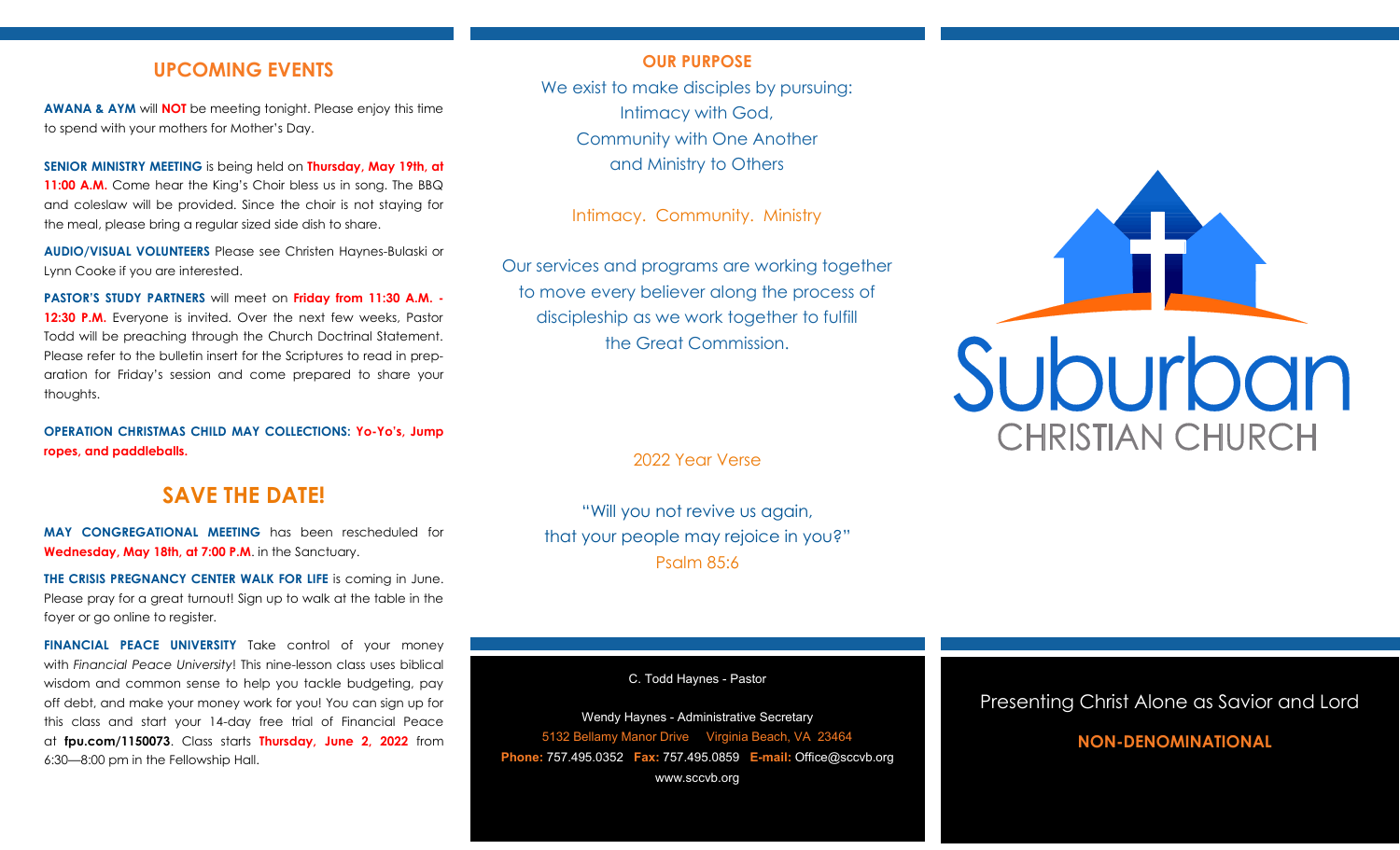## UPCOMING EVENTS

**AWANA & AYM** will **NOT** be meeting tonight. Please enjoy this time to spend with your mothers for Mother's Day.

**SENIOR MINISTRY MEETING** is being held on **Thursday, May 19th, at 11:00 A.M.** Come hear the King's Choir bless us in song. The BBQ and coleslaw will be provided. Since the choir is not staying for the meal, please bring a regular sized side dish to share.

**AUDIO/VISUAL VOLUNTEERS** Please see Christen Haynes-Bulaski or Lynn Cooke if you are interested.

**PASTOR'S STUDY PARTNERS** will meet on **Friday from 11:30 A.M. - 12:30 P.M.** Everyone is invited. Over the next few weeks, Pastor Todd will be preaching through the Church Doctrinal Statement. Please refer to the bulletin insert for the Scriptures to read in preparation for Friday's session and come prepared to share your thoughts.

**OPERATION CHRISTMAS CHILD MAY COLLECTIONS: Yo-Yo's, Jump ropes, and paddleballs.**

## SAVE THE DATE!

**MAY CONGREGATIONAL MEETING** has been rescheduled for **Wednesday, May 18th, at 7:00 P.M.** in the Sanctuary.

**THE CRISIS PREGNANCY CENTER WALK FOR LIFE** is coming in June. Please pray for a great turnout! Sign up to walk at the table in the foyer or go online to register.

**FINANCIAL PEACE UNIVERSITY** Take control of your money with *Financial Peace University*! This nine-lesson class uses biblical wisdom and common sense to help you tackle budgeting, pay off debt, and make your money work for you! You can sign up for this class and start your 14-day free trial of Financial Peace at **fpu.com/1150073**. Class starts **Thursday, June 2, 2022** from 6:30—8:00 pm in the Fellowship Hall.

**OUR PURPOSE**

We exist to make disciples by pursuing:
Intimacy with God,
Community with One Another
and Ministry to Others

Intimacy. Community. Ministry

Our services and programs are working together to move every believer along the process of discipleship as we work together to fulfill the Great Commission.

2022 Year Verse

"Will you not revive us again,
that your people may rejoice in you?"
Psalm 85:6

C. Todd Haynes - Pastor

Wendy Haynes - Administrative Secretary
5132 Bellamy Manor Drive Virginia Beach, VA 23464
**Phone:** 757.495.0352 **Fax:** 757.495.0859 **E-mail:** Office@sccvb.org
www.sccvb.org

# Suburban CHRISTIAN CHURCH

Presenting Christ Alone as Savior and Lord

**NON-DENOMINATIONAL**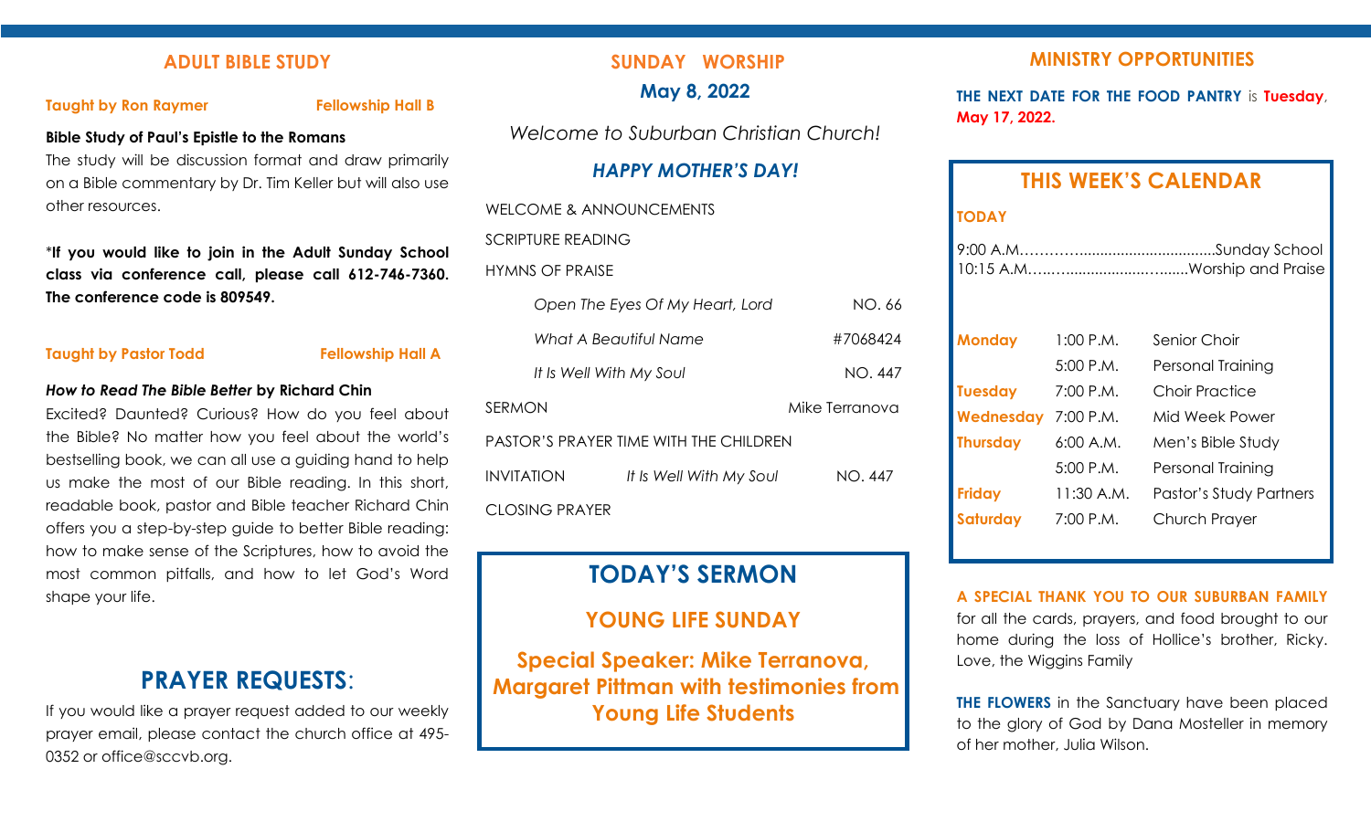## ADULT BIBLE STUDY

**Taught by Ron Raymer** **Fellowship Hall B**

**Bible Study of Paul's Epistle to the Romans**

The study will be discussion format and draw primarily on a Bible commentary by Dr. Tim Keller but will also use other resources.

***If you would like to join in the Adult Sunday School class via conference call, please call 612-746-7360. The conference code is 809549.**

**Taught by Pastor Todd** **Fellowship Hall A**

***How to Read The Bible Better* by Richard Chin**

Excited? Daunted? Curious? How do you feel about the Bible? No matter how you feel about the world's bestselling book, we can all use a guiding hand to help us make the most of our Bible reading. In this short, readable book, pastor and Bible teacher Richard Chin offers you a step-by-step guide to better Bible reading: how to make sense of the Scriptures, how to avoid the most common pitfalls, and how to let God's Word shape your life.

## PRAYER REQUESTS:

If you would like a prayer request added to our weekly prayer email, please contact the church office at 495-0352 or office@sccvb.org.

## SUNDAY WORSHIP

**May 8, 2022**

*Welcome to Suburban Christian Church!*

***HAPPY MOTHER'S DAY!***

WELCOME & ANNOUNCEMENTS

SCRIPTURE READING

HYMNS OF PRAISE

| | |
|---|---|
| *Open The Eyes Of My Heart, Lord* | NO. 66 |
| *What A Beautiful Name* | #7068424 |
| *It Is Well With My Soul* | NO. 447 |

SERMON — Mike Terranova

PASTOR'S PRAYER TIME WITH THE CHILDREN

INVITATION — *It Is Well With My Soul* — NO. 447

CLOSING PRAYER

## TODAY'S SERMON

**YOUNG LIFE SUNDAY**

**Special Speaker: Mike Terranova, Margaret Pittman with testimonies from Young Life Students**

## MINISTRY OPPORTUNITIES

**THE NEXT DATE FOR THE FOOD PANTRY** is **Tuesday, May 17, 2022.**

## THIS WEEK'S CALENDAR

**TODAY**

9:00 A.M.………..................................Sunday School
10:15 A.M.…..…...................…......Worship and Praise

| | | |
|---|---|---|
| **Monday** | 1:00 P.M. | Senior Choir |
| | 5:00 P.M. | Personal Training |
| **Tuesday** | 7:00 P.M. | Choir Practice |
| **Wednesday** | 7:00 P.M. | Mid Week Power |
| **Thursday** | 6:00 A.M. | Men's Bible Study |
| | 5:00 P.M. | Personal Training |
| **Friday** | 11:30 A.M. | Pastor's Study Partners |
| **Saturday** | 7:00 P.M. | Church Prayer |

**A SPECIAL THANK YOU TO OUR SUBURBAN FAMILY** for all the cards, prayers, and food brought to our home during the loss of Hollice's brother, Ricky. Love, the Wiggins Family

**THE FLOWERS** in the Sanctuary have been placed to the glory of God by Dana Mosteller in memory of her mother, Julia Wilson.